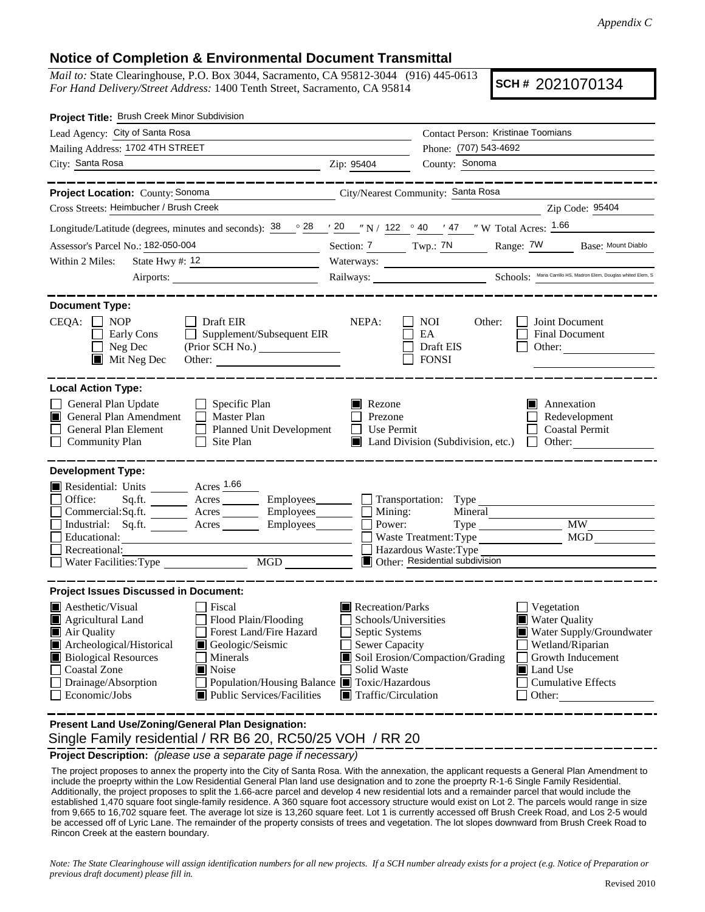*Appendix C*

## Notice of Completion & Environmental Document Transmittal

*Mail to:* State Clearinghouse, P.O. Box 3044, Sacramento, CA 95812-3044 (916) 445-0613
*For Hand Delivery/Street Address:* 1400 Tenth Street, Sacramento, CA 95814

**SCH #** 2021070134

**Project Title:** Brush Creek Minor Subdivision

Lead Agency: City of Santa Rosa
Contact Person: Kristinae Toomians
Mailing Address: 1702 4TH STREET
Phone: (707) 543-4692
City: Santa Rosa Zip: 95404 County: Sonoma

**Project Location:** County: Sonoma City/Nearest Community: Santa Rosa
Cross Streets: Heimbucher / Brush Creek Zip Code: 95404

Longitude/Latitude (degrees, minutes and seconds): 38 ° 28 ′ 20 ″ N / 122 ° 40 ′ 47 ″ W Total Acres: 1.66

Assessor's Parcel No.: 182-050-004 Section: 7 Twp.: 7N Range: 7W Base: Mount Diablo

Within 2 Miles: State Hwy #: 12 Waterways:
Airports: Railways: Schools: Maria Carrillo HS, Madron Elem, Douglas whited Elem, S

**Document Type:**

CEQA: ☐ NOP ☐ Early Cons ☐ Neg Dec ■ Mit Neg Dec ☐ Draft EIR ☐ Supplement/Subsequent EIR (Prior SCH No.) Other:

NEPA: ☐ NOI ☐ EA ☐ Draft EIS ☐ FONSI

Other: ☐ Joint Document ☐ Final Document ☐ Other:

**Local Action Type:**

☐ General Plan Update
■ General Plan Amendment
☐ General Plan Element
☐ Community Plan
☐ Specific Plan
☐ Master Plan
☐ Planned Unit Development
☐ Site Plan
■ Rezone
☐ Prezone
☐ Use Permit
■ Land Division (Subdivision, etc.)
■ Annexation
☐ Redevelopment
☐ Coastal Permit
☐ Other:

**Development Type:**

■ Residential: Units ____ Acres 1.66
☐ Office: Sq.ft. ____ Acres ____ Employees ____
☐ Commercial: Sq.ft. ____ Acres ____ Employees ____
☐ Industrial: Sq.ft. ____ Acres ____ Employees ____
☐ Educational:
☐ Recreational:
☐ Water Facilities: Type ____ MGD ____
☐ Transportation: Type
☐ Mining: Mineral
☐ Power: Type ____ MW ____
☐ Waste Treatment: Type ____ MGD ____
☐ Hazardous Waste: Type
■ Other: Residential subdivision

**Project Issues Discussed in Document:**

■ Aesthetic/Visual
■ Agricultural Land
■ Air Quality
■ Archeological/Historical
■ Biological Resources
☐ Coastal Zone
☐ Drainage/Absorption
☐ Economic/Jobs
☐ Fiscal
☐ Flood Plain/Flooding
☐ Forest Land/Fire Hazard
■ Geologic/Seismic
☐ Minerals
■ Noise
☐ Population/Housing Balance
■ Public Services/Facilities
■ Recreation/Parks
☐ Schools/Universities
☐ Septic Systems
☐ Sewer Capacity
■ Soil Erosion/Compaction/Grading
☐ Solid Waste
■ Toxic/Hazardous
■ Traffic/Circulation
☐ Vegetation
■ Water Quality
■ Water Supply/Groundwater
☐ Wetland/Riparian
☐ Growth Inducement
■ Land Use
☐ Cumulative Effects
☐ Other:

**Present Land Use/Zoning/General Plan Designation:**

Single Family residential / RR B6 20, RC50/25 VOH / RR 20

**Project Description:** *(please use a separate page if necessary)*

The project proposes to annex the property into the City of Santa Rosa. With the annexation, the applicant requests a General Plan Amendment to include the proeprty within the Low Residential General Plan land use designation and to zone the proeprty R-1-6 Single Family Residential. Additionally, the project proposes to split the 1.66-acre parcel and develop 4 new residential lots and a remainder parcel that would include the established 1,470 square foot single-family residence. A 360 square foot accessory structure would exist on Lot 2. The parcels would range in size from 9,665 to 16,702 square feet. The average lot size is 13,260 square feet. Lot 1 is currently accessed off Brush Creek Road, and Los 2-5 would be accessed off of Lyric Lane. The remainder of the property consists of trees and vegetation. The lot slopes downward from Brush Creek Road to Rincon Creek at the eastern boundary.

*Note: The State Clearinghouse will assign identification numbers for all new projects. If a SCH number already exists for a project (e.g. Notice of Preparation or previous draft document) please fill in.*

Revised 2010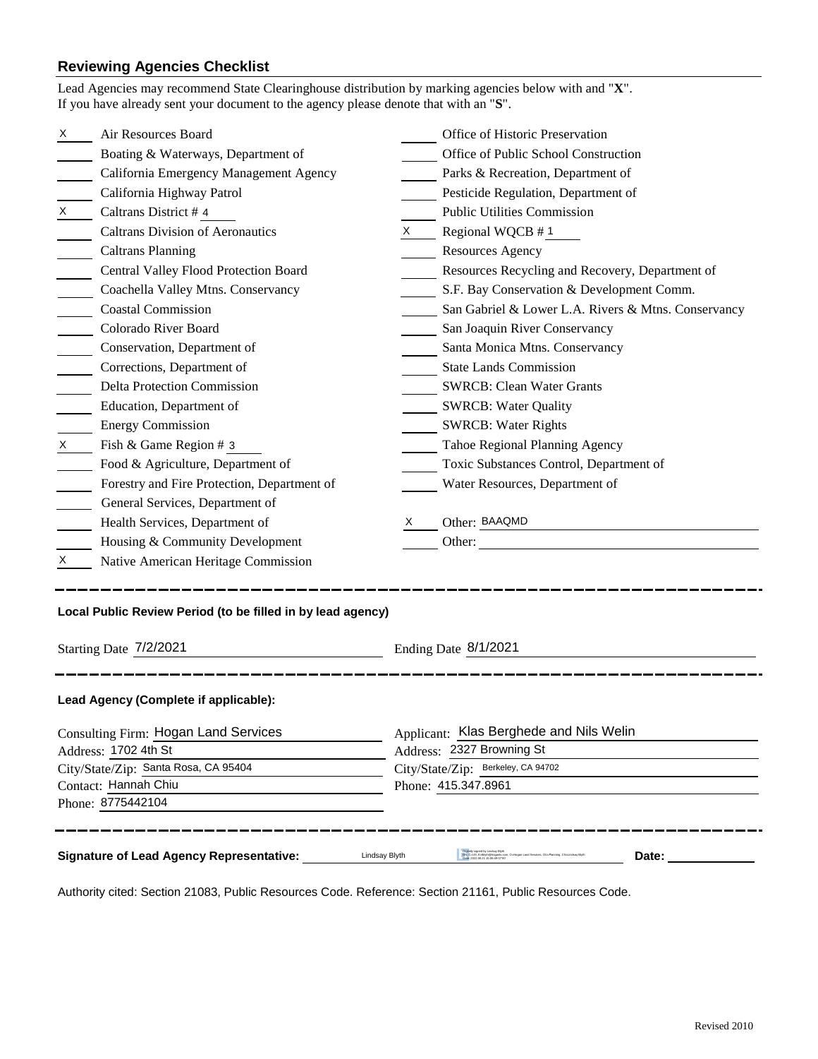## Reviewing Agencies Checklist

Lead Agencies may recommend State Clearinghouse distribution by marking agencies below with and "**X**".
If you have already sent your document to the agency please denote that with an "**S**".

| | | | |
|---|---|---|---|
| X | Air Resources Board | | Office of Historic Preservation |
| | Boating & Waterways, Department of | | Office of Public School Construction |
| | California Emergency Management Agency | | Parks & Recreation, Department of |
| | California Highway Patrol | | Pesticide Regulation, Department of |
| X | Caltrans District # 4 | | Public Utilities Commission |
| | Caltrans Division of Aeronautics | X | Regional WQCB # 1 |
| | Caltrans Planning | | Resources Agency |
| | Central Valley Flood Protection Board | | Resources Recycling and Recovery, Department of |
| | Coachella Valley Mtns. Conservancy | | S.F. Bay Conservation & Development Comm. |
| | Coastal Commission | | San Gabriel & Lower L.A. Rivers & Mtns. Conservancy |
| | Colorado River Board | | San Joaquin River Conservancy |
| | Conservation, Department of | | Santa Monica Mtns. Conservancy |
| | Corrections, Department of | | State Lands Commission |
| | Delta Protection Commission | | SWRCB: Clean Water Grants |
| | Education, Department of | | SWRCB: Water Quality |
| | Energy Commission | | SWRCB: Water Rights |
| X | Fish & Game Region # 3 | | Tahoe Regional Planning Agency |
| | Food & Agriculture, Department of | | Toxic Substances Control, Department of |
| | Forestry and Fire Protection, Department of | | Water Resources, Department of |
| | General Services, Department of | | |
| | Health Services, Department of | X | Other: BAAQMD |
| | Housing & Community Development | | Other: |
| X | Native American Heritage Commission | | |

**Local Public Review Period (to be filled in by lead agency)**

Starting Date 7/2/2021 Ending Date 8/1/2021

**Lead Agency (Complete if applicable):**

| | |
|---|---|
| Consulting Firm: Hogan Land Services | Applicant: Klas Berghede and Nils Welin |
| Address: 1702 4th St | Address: 2327 Browning St |
| City/State/Zip: Santa Rosa, CA 95404 | City/State/Zip: Berkeley, CA 94702 |
| Contact: Hannah Chiu | Phone: 415.347.8961 |
| Phone: 8775442104 | |

**Signature of Lead Agency Representative:** Lindsay Blyth **Date:**

Authority cited: Section 21083, Public Resources Code. Reference: Section 21161, Public Resources Code.

Revised 2010